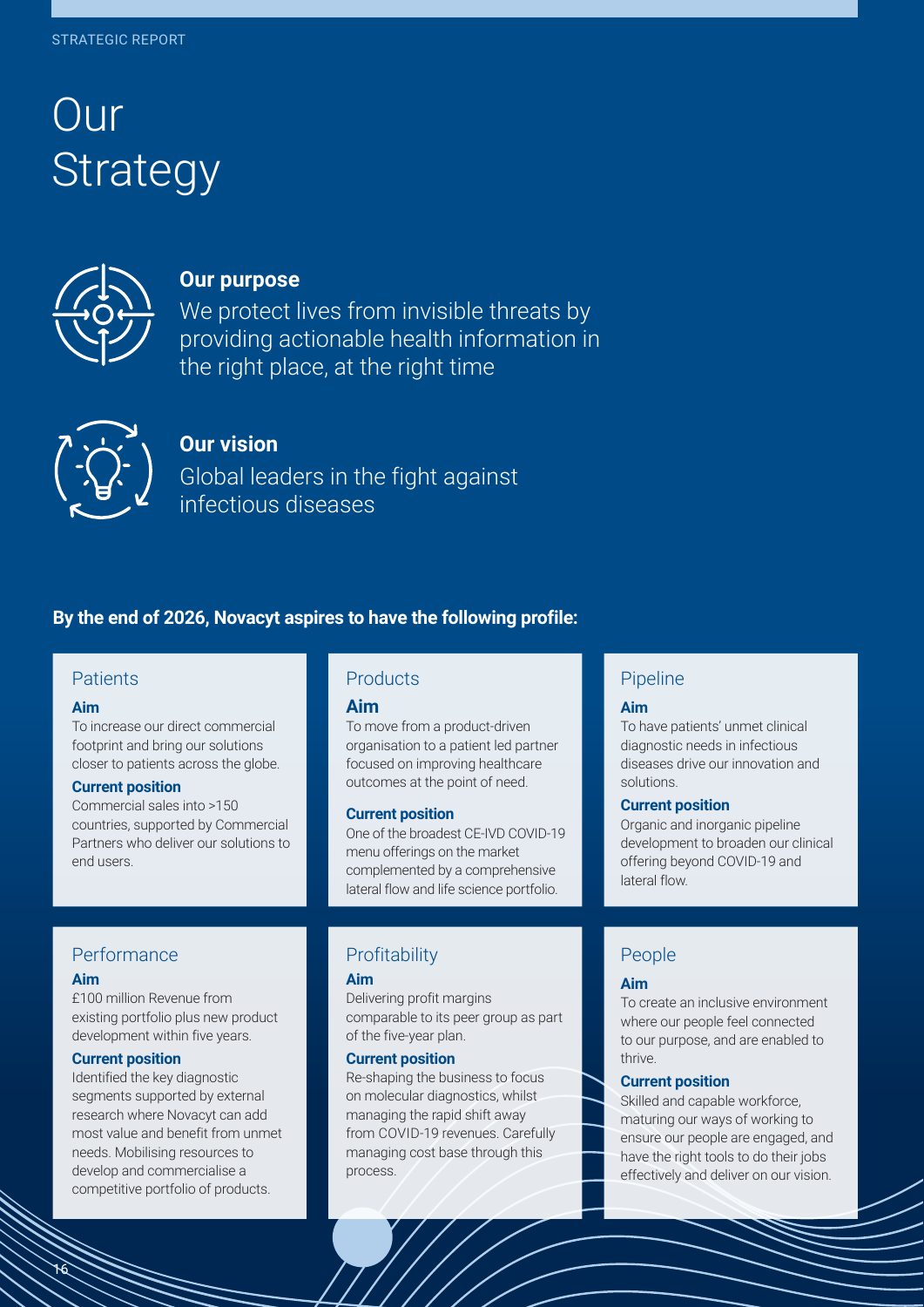# Our Strategy

## Our purpose

We protect lives from invisible threats by providing actionable health information in the right place, at the right time

## Our vision

Global leaders in the fight against infectious diseases

**By the end of 2026, Novacyt aspires to have the following profile:**

### Patients

**Aim**

To increase our direct commercial footprint and bring our solutions closer to patients across the globe.

**Current position**

Commercial sales into >150 countries, supported by Commercial Partners who deliver our solutions to end users.

### Products

**Aim**

To move from a product-driven organisation to a patient led partner focused on improving healthcare outcomes at the point of need.

**Current position**

One of the broadest CE-IVD COVID-19 menu offerings on the market complemented by a comprehensive lateral flow and life science portfolio.

### Pipeline

**Aim**

To have patients' unmet clinical diagnostic needs in infectious diseases drive our innovation and solutions.

**Current position**

Organic and inorganic pipeline development to broaden our clinical offering beyond COVID-19 and lateral flow.

### Performance

**Aim**

£100 million Revenue from existing portfolio plus new product development within five years.

**Current position**

Identified the key diagnostic segments supported by external research where Novacyt can add most value and benefit from unmet needs. Mobilising resources to develop and commercialise a competitive portfolio of products.

### Profitability

**Aim**

Delivering profit margins comparable to its peer group as part of the five-year plan.

**Current position**

Re-shaping the business to focus on molecular diagnostics, whilst managing the rapid shift away from COVID-19 revenues. Carefully managing cost base through this process.

### People

**Aim**

To create an inclusive environment where our people feel connected to our purpose, and are enabled to thrive.

**Current position**

Skilled and capable workforce, maturing our ways of working to ensure our people are engaged, and have the right tools to do their jobs effectively and deliver on our vision.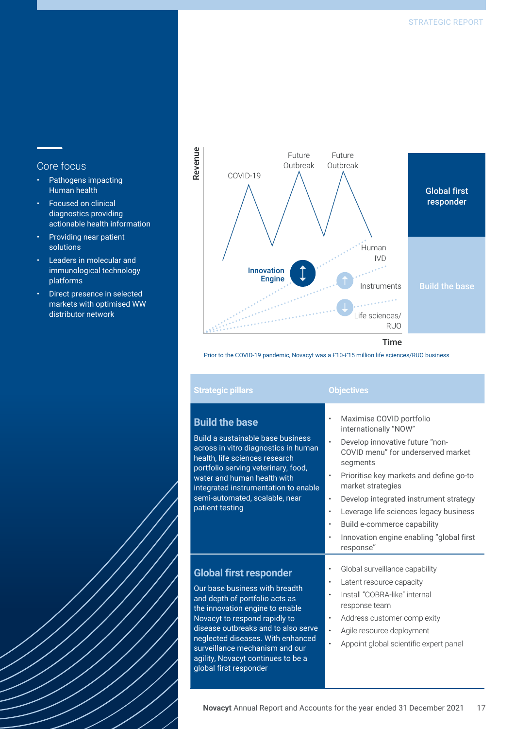## Core focus

- Pathogens impacting Human health
- Focused on clinical diagnostics providing actionable health information
- Providing near patient solutions
- Leaders in molecular and immunological technology platforms
- Direct presence in selected markets with optimised WW distributor network

Revenue

COVID-19

Future Outbreak

Future Outbreak

Innovation Engine

Human IVD

Instruments

Life sciences/ RUO

Time

Global first responder

Build the base

Prior to the COVID-19 pandemic, Novacyt was a £10-£15 million life sciences/RUO business

| Strategic pillars | Objectives |
| --- | --- |
| **Build the base**<br>Build a sustainable base business across in vitro diagnostics in human health, life sciences research portfolio serving veterinary, food, water and human health with integrated instrumentation to enable semi-automated, scalable, near patient testing | • Maximise COVID portfolio internationally "NOW"<br>• Develop innovative future "non-COVID menu" for underserved market segments<br>• Prioritise key markets and define go-to market strategies<br>• Develop integrated instrument strategy<br>• Leverage life sciences legacy business<br>• Build e-commerce capability<br>• Innovation engine enabling "global first response" |
| **Global first responder**<br>Our base business with breadth and depth of portfolio acts as the innovation engine to enable Novacyt to respond rapidly to disease outbreaks and to also serve neglected diseases. With enhanced surveillance mechanism and our agility, Novacyt continues to be a global first responder | • Global surveillance capability<br>• Latent resource capacity<br>• Install "COBRA-like" internal response team<br>• Address customer complexity<br>• Agile resource deployment<br>• Appoint global scientific expert panel |